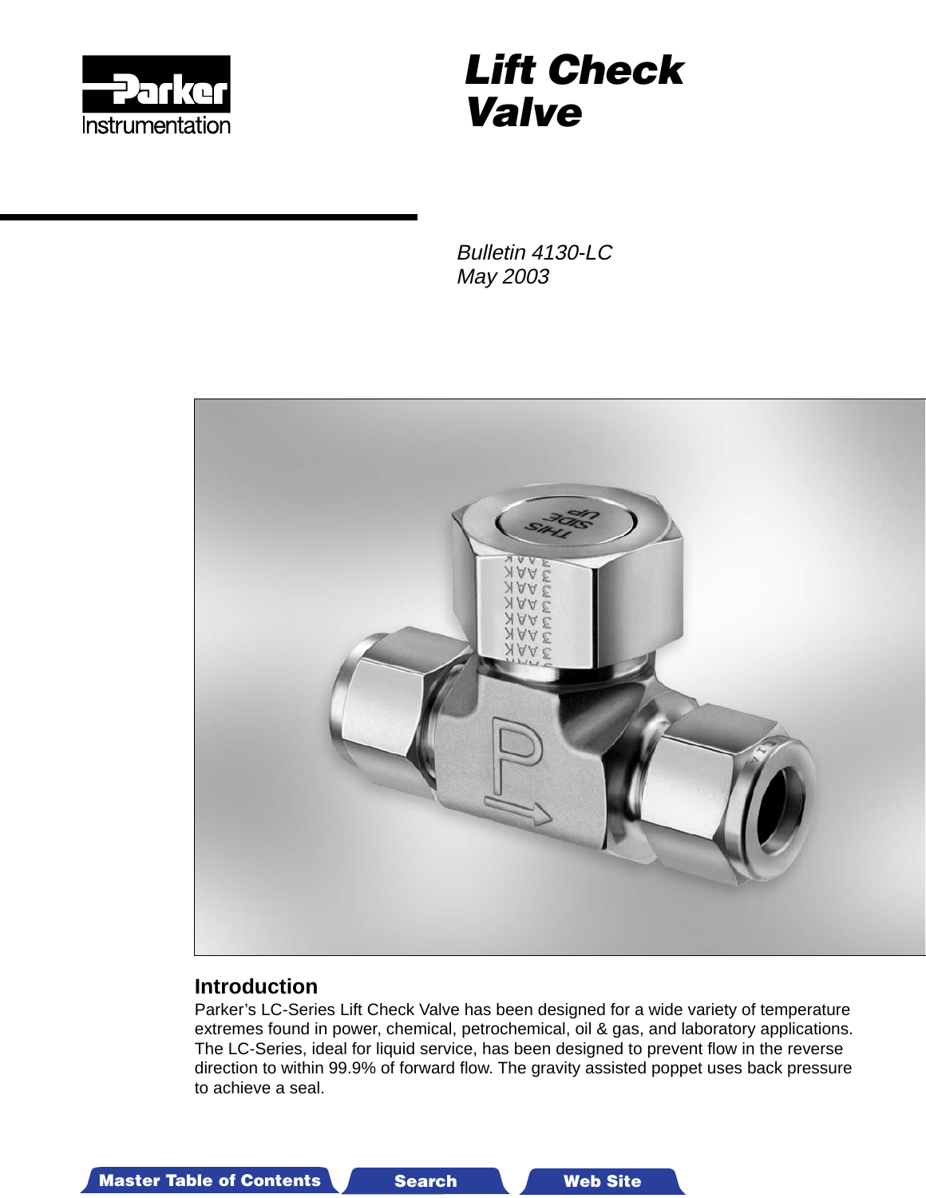Parker Instrumentation

# Lift Check Valve

*Bulletin 4130-LC*
*May 2003*

## Introduction

Parker's LC-Series Lift Check Valve has been designed for a wide variety of temperature extremes found in power, chemical, petrochemical, oil & gas, and laboratory applications. The LC-Series, ideal for liquid service, has been designed to prevent flow in the reverse direction to within 99.9% of forward flow. The gravity assisted poppet uses back pressure to achieve a seal.

Master Table of Contents | Search | Web Site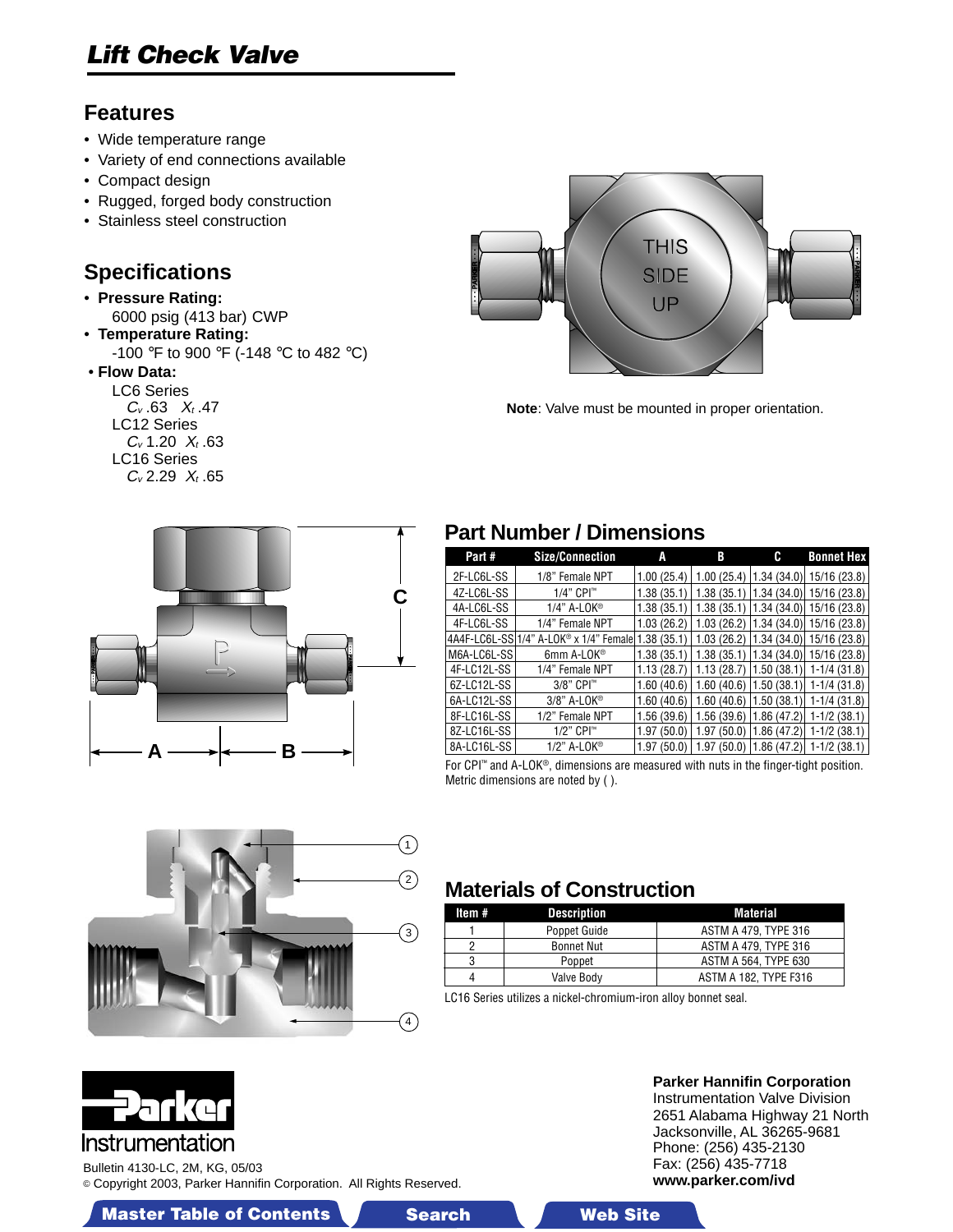# Lift Check Valve

## Features

- Wide temperature range
- Variety of end connections available
- Compact design
- Rugged, forged body construction
- Stainless steel construction

## Specifications

- **Pressure Rating:**
  6000 psig (413 bar) CWP
- **Temperature Rating:**
  -100 °F to 900 °F (-148 °C to 482 °C)
- **Flow Data:**
  LC6 Series
  $C_v$ .63 $X_t$ .47
  LC12 Series
  $C_v$ 1.20 $X_t$ .63
  LC16 Series
  $C_v$ 2.29 $X_t$ .65

**Note**: Valve must be mounted in proper orientation.

## Part Number / Dimensions

| Part # | Size/Connection | A | B | C | Bonnet Hex |
|---|---|---|---|---|---|
| 2F-LC6L-SS | 1/8" Female NPT | 1.00 (25.4) | 1.00 (25.4) | 1.34 (34.0) | 15/16 (23.8) |
| 4Z-LC6L-SS | 1/4" CPI™ | 1.38 (35.1) | 1.38 (35.1) | 1.34 (34.0) | 15/16 (23.8) |
| 4A-LC6L-SS | 1/4" A-LOK® | 1.38 (35.1) | 1.38 (35.1) | 1.34 (34.0) | 15/16 (23.8) |
| 4F-LC6L-SS | 1/4" Female NPT | 1.03 (26.2) | 1.03 (26.2) | 1.34 (34.0) | 15/16 (23.8) |
| 4A4F-LC6L-SS | 1/4" A-LOK® x 1/4" Female | 1.38 (35.1) | 1.03 (26.2) | 1.34 (34.0) | 15/16 (23.8) |
| M6A-LC6L-SS | 6mm A-LOK® | 1.38 (35.1) | 1.38 (35.1) | 1.34 (34.0) | 15/16 (23.8) |
| 4F-LC12L-SS | 1/4" Female NPT | 1.13 (28.7) | 1.13 (28.7) | 1.50 (38.1) | 1-1/4 (31.8) |
| 6Z-LC12L-SS | 3/8" CPI™ | 1.60 (40.6) | 1.60 (40.6) | 1.50 (38.1) | 1-1/4 (31.8) |
| 6A-LC12L-SS | 3/8" A-LOK® | 1.60 (40.6) | 1.60 (40.6) | 1.50 (38.1) | 1-1/4 (31.8) |
| 8F-LC16L-SS | 1/2" Female NPT | 1.56 (39.6) | 1.56 (39.6) | 1.86 (47.2) | 1-1/2 (38.1) |
| 8Z-LC16L-SS | 1/2" CPI™ | 1.97 (50.0) | 1.97 (50.0) | 1.86 (47.2) | 1-1/2 (38.1) |
| 8A-LC16L-SS | 1/2" A-LOK® | 1.97 (50.0) | 1.97 (50.0) | 1.86 (47.2) | 1-1/2 (38.1) |

For CPI™ and A-LOK®, dimensions are measured with nuts in the finger-tight position.
Metric dimensions are noted by ( ).

## Materials of Construction

| Item # | Description | Material |
|---|---|---|
| 1 | Poppet Guide | ASTM A 479, TYPE 316 |
| 2 | Bonnet Nut | ASTM A 479, TYPE 316 |
| 3 | Poppet | ASTM A 564, TYPE 630 |
| 4 | Valve Body | ASTM A 182, TYPE F316 |

LC16 Series utilizes a nickel-chromium-iron alloy bonnet seal.

Parker Instrumentation

Bulletin 4130-LC, 2M, KG, 05/03
© Copyright 2003, Parker Hannifin Corporation. All Rights Reserved.

**Parker Hannifin Corporation**
Instrumentation Valve Division
2651 Alabama Highway 21 North
Jacksonville, AL 36265-9681
Phone: (256) 435-2130
Fax: (256) 435-7718
**www.parker.com/ivd**